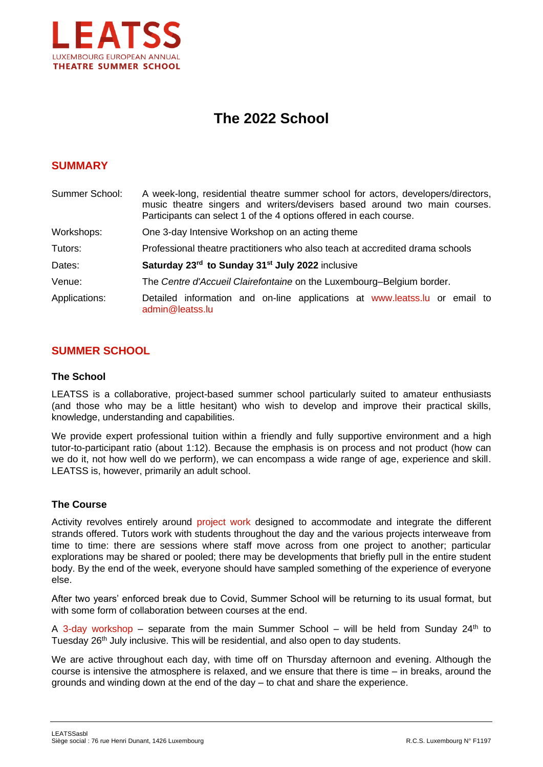LEATSS
LUXEMBOURG EUROPEAN ANNUAL
THEATRE SUMMER SCHOOL

# The 2022 School

## SUMMARY

| | |
|---|---|
| Summer School: | A week-long, residential theatre summer school for actors, developers/directors, music theatre singers and writers/devisers based around two main courses. Participants can select 1 of the 4 options offered in each course. |
| Workshops: | One 3-day Intensive Workshop on an acting theme |
| Tutors: | Professional theatre practitioners who also teach at accredited drama schools |
| Dates: | **Saturday 23rd to Sunday 31st July 2022** inclusive |
| Venue: | The *Centre d'Accueil Clairefontaine* on the Luxembourg–Belgium border. |
| Applications: | Detailed information and on-line applications at www.leatss.lu or email to admin@leatss.lu |

## SUMMER SCHOOL

### The School

LEATSS is a collaborative, project-based summer school particularly suited to amateur enthusiasts (and those who may be a little hesitant) who wish to develop and improve their practical skills, knowledge, understanding and capabilities.

We provide expert professional tuition within a friendly and fully supportive environment and a high tutor-to-participant ratio (about 1:12). Because the emphasis is on process and not product (how can we do it, not how well do we perform), we can encompass a wide range of age, experience and skill. LEATSS is, however, primarily an adult school.

### The Course

Activity revolves entirely around project work designed to accommodate and integrate the different strands offered. Tutors work with students throughout the day and the various projects interweave from time to time: there are sessions where staff move across from one project to another; particular explorations may be shared or pooled; there may be developments that briefly pull in the entire student body. By the end of the week, everyone should have sampled something of the experience of everyone else.

After two years' enforced break due to Covid, Summer School will be returning to its usual format, but with some form of collaboration between courses at the end.

A 3-day workshop – separate from the main Summer School – will be held from Sunday 24th to Tuesday 26th July inclusive. This will be residential, and also open to day students.

We are active throughout each day, with time off on Thursday afternoon and evening. Although the course is intensive the atmosphere is relaxed, and we ensure that there is time – in breaks, around the grounds and winding down at the end of the day – to chat and share the experience.

LEATSSasbl
Siège social : 76 rue Henri Dunant, 1426 Luxembourg
R.C.S. Luxembourg N° F1197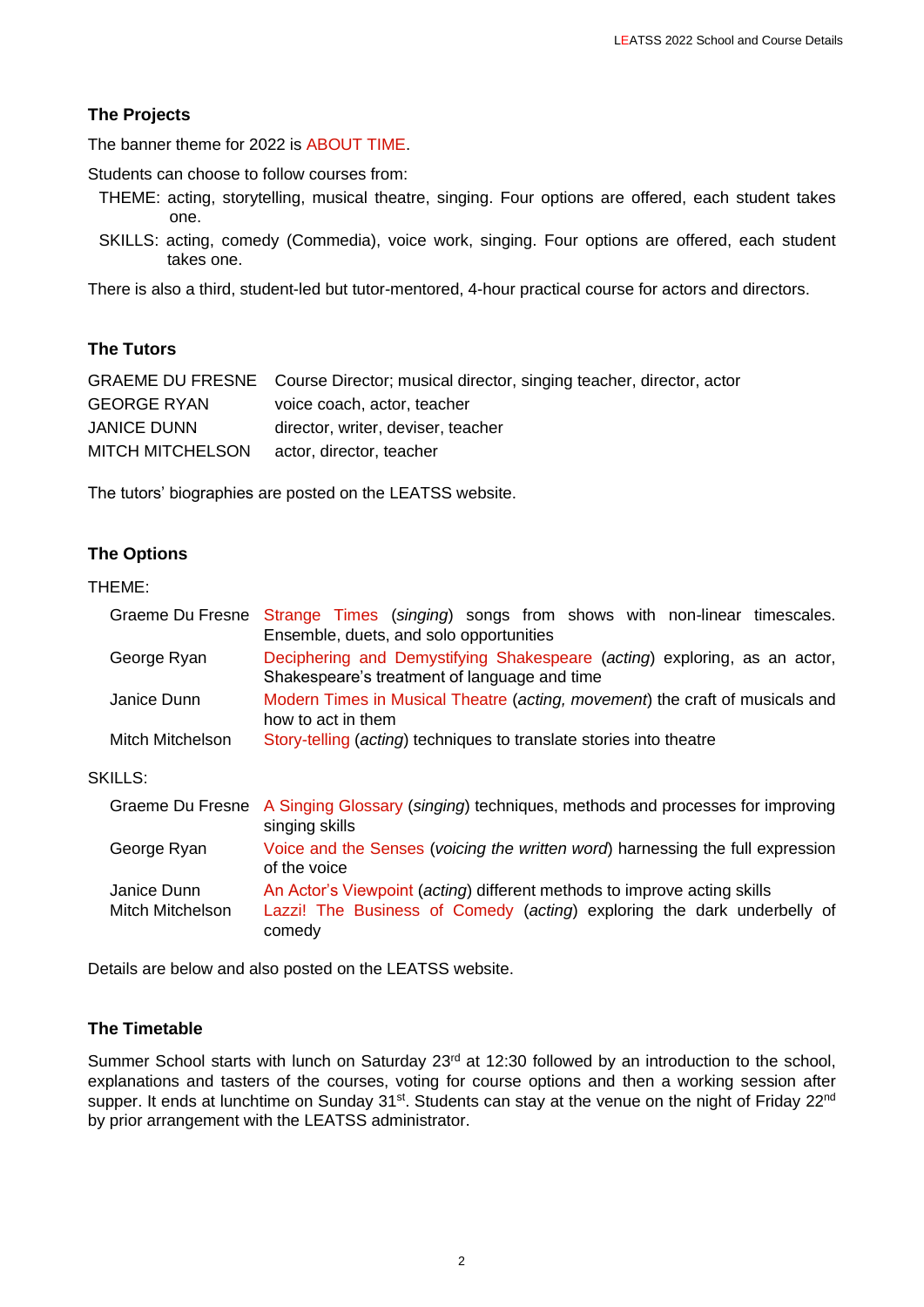## The Projects

The banner theme for 2022 is ABOUT TIME.

Students can choose to follow courses from:

- THEME: acting, storytelling, musical theatre, singing. Four options are offered, each student takes one.
- SKILLS: acting, comedy (Commedia), voice work, singing. Four options are offered, each student takes one.

There is also a third, student-led but tutor-mentored, 4-hour practical course for actors and directors.

## The Tutors

| | |
|---|---|
| GRAEME DU FRESNE | Course Director; musical director, singing teacher, director, actor |
| GEORGE RYAN | voice coach, actor, teacher |
| JANICE DUNN | director, writer, deviser, teacher |
| MITCH MITCHELSON | actor, director, teacher |

The tutors' biographies are posted on the LEATSS website.

## The Options

THEME:

| | |
|---|---|
| Graeme Du Fresne | Strange Times (*singing*) songs from shows with non-linear timescales. Ensemble, duets, and solo opportunities |
| George Ryan | Deciphering and Demystifying Shakespeare (*acting*) exploring, as an actor, Shakespeare's treatment of language and time |
| Janice Dunn | Modern Times in Musical Theatre (*acting, movement*) the craft of musicals and how to act in them |
| Mitch Mitchelson | Story-telling (*acting*) techniques to translate stories into theatre |

SKILLS:

| | |
|---|---|
| Graeme Du Fresne | A Singing Glossary (*singing*) techniques, methods and processes for improving singing skills |
| George Ryan | Voice and the Senses (*voicing the written word*) harnessing the full expression of the voice |
| Janice Dunn | An Actor's Viewpoint (*acting*) different methods to improve acting skills |
| Mitch Mitchelson | Lazzi! The Business of Comedy (*acting*) exploring the dark underbelly of comedy |

Details are below and also posted on the LEATSS website.

## The Timetable

Summer School starts with lunch on Saturday 23rd at 12:30 followed by an introduction to the school, explanations and tasters of the courses, voting for course options and then a working session after supper. It ends at lunchtime on Sunday 31st. Students can stay at the venue on the night of Friday 22nd by prior arrangement with the LEATSS administrator.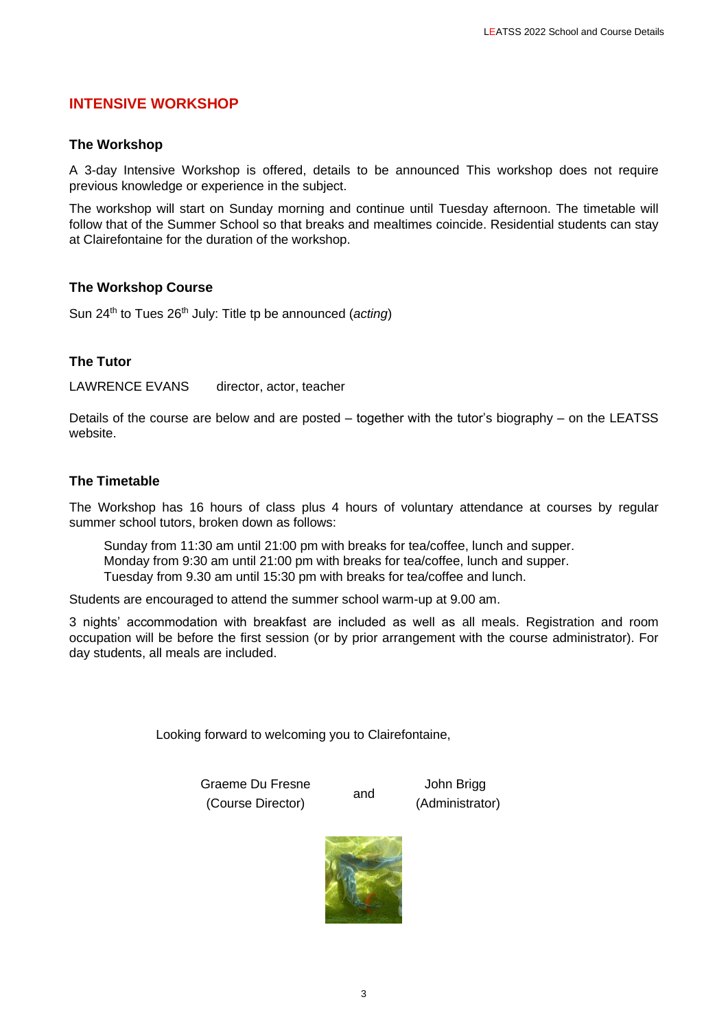## INTENSIVE WORKSHOP

### The Workshop

A 3-day Intensive Workshop is offered, details to be announced This workshop does not require previous knowledge or experience in the subject.

The workshop will start on Sunday morning and continue until Tuesday afternoon. The timetable will follow that of the Summer School so that breaks and mealtimes coincide. Residential students can stay at Clairefontaine for the duration of the workshop.

### The Workshop Course

Sun 24th to Tues 26th July: Title tp be announced (*acting*)

### The Tutor

LAWRENCE EVANS director, actor, teacher

Details of the course are below and are posted – together with the tutor's biography – on the LEATSS website.

### The Timetable

The Workshop has 16 hours of class plus 4 hours of voluntary attendance at courses by regular summer school tutors, broken down as follows:

Sunday from 11:30 am until 21:00 pm with breaks for tea/coffee, lunch and supper.
Monday from 9:30 am until 21:00 pm with breaks for tea/coffee, lunch and supper.
Tuesday from 9.30 am until 15:30 pm with breaks for tea/coffee and lunch.

Students are encouraged to attend the summer school warm-up at 9.00 am.

3 nights' accommodation with breakfast are included as well as all meals. Registration and room occupation will be before the first session (or by prior arrangement with the course administrator). For day students, all meals are included.

Looking forward to welcoming you to Clairefontaine,

Graeme Du Fresne (Course Director) and John Brigg (Administrator)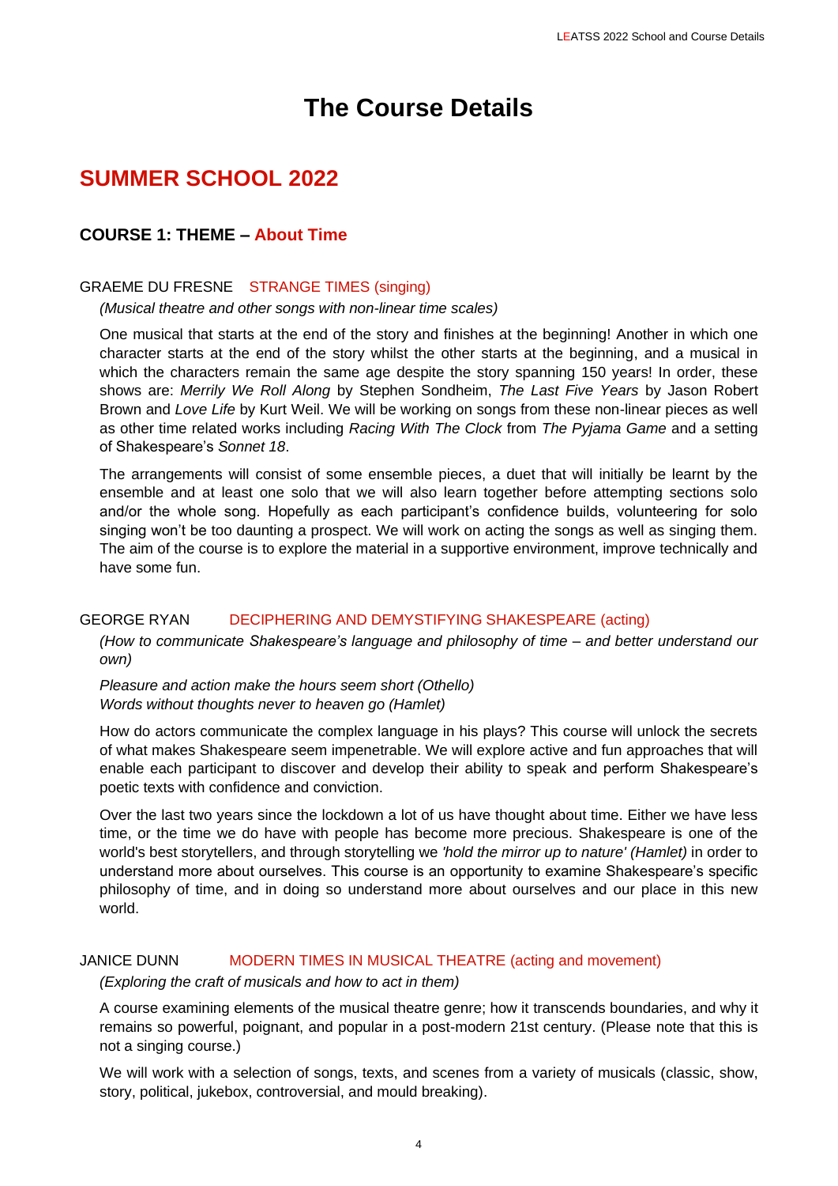# The Course Details

## SUMMER SCHOOL 2022

### COURSE 1: THEME – About Time

GRAEME DU FRESNE STRANGE TIMES (singing)

*(Musical theatre and other songs with non-linear time scales)*

One musical that starts at the end of the story and finishes at the beginning! Another in which one character starts at the end of the story whilst the other starts at the beginning, and a musical in which the characters remain the same age despite the story spanning 150 years! In order, these shows are: *Merrily We Roll Along* by Stephen Sondheim, *The Last Five Years* by Jason Robert Brown and *Love Life* by Kurt Weil. We will be working on songs from these non-linear pieces as well as other time related works including *Racing With The Clock* from *The Pyjama Game* and a setting of Shakespeare's *Sonnet 18*.

The arrangements will consist of some ensemble pieces, a duet that will initially be learnt by the ensemble and at least one solo that we will also learn together before attempting sections solo and/or the whole song. Hopefully as each participant's confidence builds, volunteering for solo singing won't be too daunting a prospect. We will work on acting the songs as well as singing them. The aim of the course is to explore the material in a supportive environment, improve technically and have some fun.

GEORGE RYAN DECIPHERING AND DEMYSTIFYING SHAKESPEARE (acting)

*(How to communicate Shakespeare's language and philosophy of time – and better understand our own)*

*Pleasure and action make the hours seem short (Othello)*
*Words without thoughts never to heaven go (Hamlet)*

How do actors communicate the complex language in his plays? This course will unlock the secrets of what makes Shakespeare seem impenetrable. We will explore active and fun approaches that will enable each participant to discover and develop their ability to speak and perform Shakespeare's poetic texts with confidence and conviction.

Over the last two years since the lockdown a lot of us have thought about time. Either we have less time, or the time we do have with people has become more precious. Shakespeare is one of the world's best storytellers, and through storytelling we *'hold the mirror up to nature' (Hamlet)* in order to understand more about ourselves. This course is an opportunity to examine Shakespeare's specific philosophy of time, and in doing so understand more about ourselves and our place in this new world.

JANICE DUNN MODERN TIMES IN MUSICAL THEATRE (acting and movement)

*(Exploring the craft of musicals and how to act in them)*

A course examining elements of the musical theatre genre; how it transcends boundaries, and why it remains so powerful, poignant, and popular in a post-modern 21st century. (Please note that this is not a singing course.)

We will work with a selection of songs, texts, and scenes from a variety of musicals (classic, show, story, political, jukebox, controversial, and mould breaking).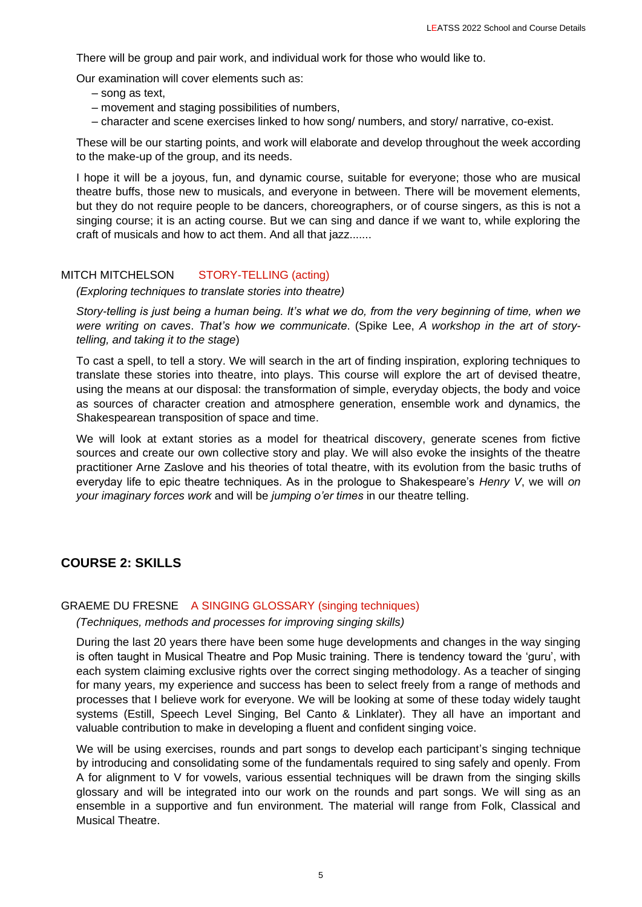There will be group and pair work, and individual work for those who would like to.

Our examination will cover elements such as:

– song as text,
– movement and staging possibilities of numbers,
– character and scene exercises linked to how song/ numbers, and story/ narrative, co-exist.

These will be our starting points, and work will elaborate and develop throughout the week according to the make-up of the group, and its needs.

I hope it will be a joyous, fun, and dynamic course, suitable for everyone; those who are musical theatre buffs, those new to musicals, and everyone in between. There will be movement elements, but they do not require people to be dancers, choreographers, or of course singers, as this is not a singing course; it is an acting course. But we can sing and dance if we want to, while exploring the craft of musicals and how to act them. And all that jazz.......

### MITCH MITCHELSON STORY-TELLING (acting)

*(Exploring techniques to translate stories into theatre)*

*Story-telling is just being a human being. It's what we do, from the very beginning of time, when we were writing on caves. That's how we communicate.* (Spike Lee, *A workshop in the art of story-telling, and taking it to the stage*)

To cast a spell, to tell a story. We will search in the art of finding inspiration, exploring techniques to translate these stories into theatre, into plays. This course will explore the art of devised theatre, using the means at our disposal: the transformation of simple, everyday objects, the body and voice as sources of character creation and atmosphere generation, ensemble work and dynamics, the Shakespearean transposition of space and time.

We will look at extant stories as a model for theatrical discovery, generate scenes from fictive sources and create our own collective story and play. We will also evoke the insights of the theatre practitioner Arne Zaslove and his theories of total theatre, with its evolution from the basic truths of everyday life to epic theatre techniques. As in the prologue to Shakespeare's *Henry V*, we will *on your imaginary forces work* and will be *jumping o'er times* in our theatre telling.

## COURSE 2: SKILLS

### GRAEME DU FRESNE A SINGING GLOSSARY (singing techniques)

*(Techniques, methods and processes for improving singing skills)*

During the last 20 years there have been some huge developments and changes in the way singing is often taught in Musical Theatre and Pop Music training. There is tendency toward the 'guru', with each system claiming exclusive rights over the correct singing methodology. As a teacher of singing for many years, my experience and success has been to select freely from a range of methods and processes that I believe work for everyone. We will be looking at some of these today widely taught systems (Estill, Speech Level Singing, Bel Canto & Linklater). They all have an important and valuable contribution to make in developing a fluent and confident singing voice.

We will be using exercises, rounds and part songs to develop each participant's singing technique by introducing and consolidating some of the fundamentals required to sing safely and openly. From A for alignment to V for vowels, various essential techniques will be drawn from the singing skills glossary and will be integrated into our work on the rounds and part songs. We will sing as an ensemble in a supportive and fun environment. The material will range from Folk, Classical and Musical Theatre.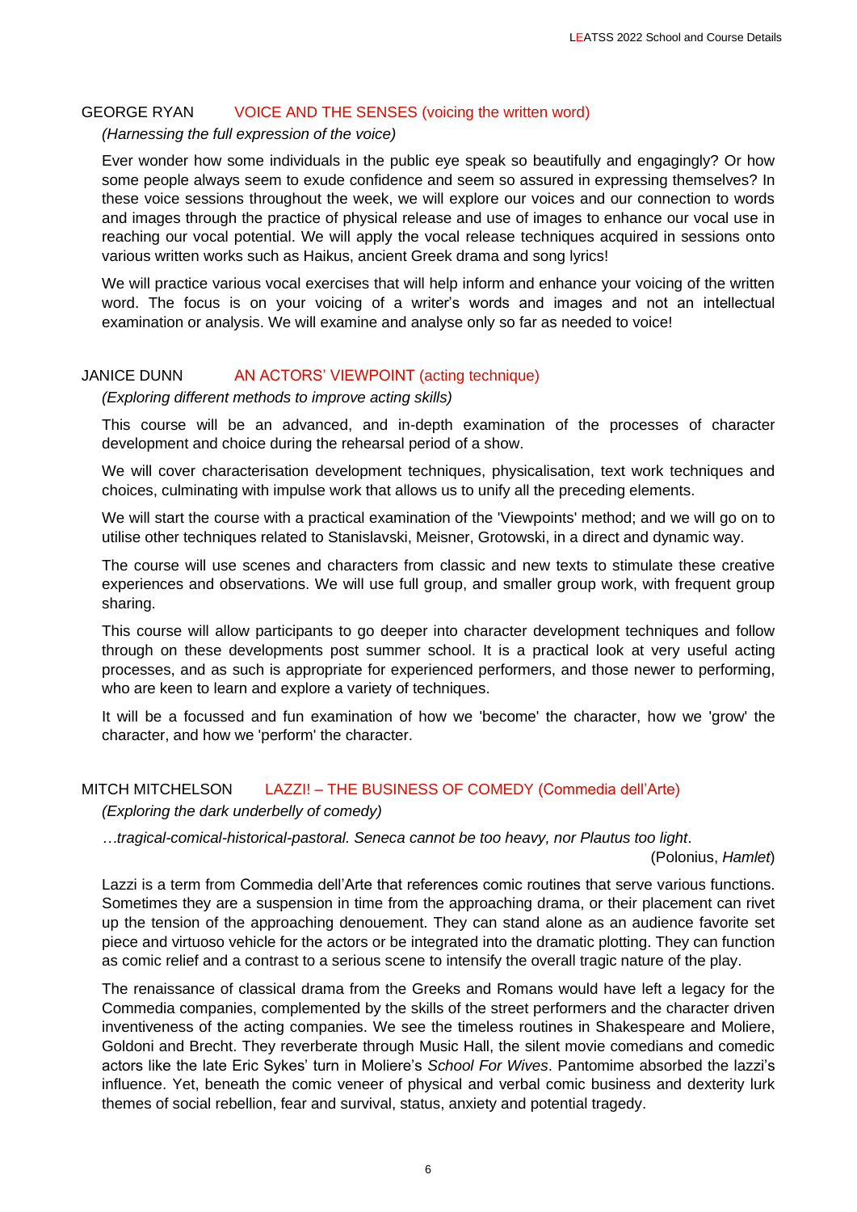## GEORGE RYAN — VOICE AND THE SENSES (voicing the written word)

*(Harnessing the full expression of the voice)*

Ever wonder how some individuals in the public eye speak so beautifully and engagingly? Or how some people always seem to exude confidence and seem so assured in expressing themselves? In these voice sessions throughout the week, we will explore our voices and our connection to words and images through the practice of physical release and use of images to enhance our vocal use in reaching our vocal potential. We will apply the vocal release techniques acquired in sessions onto various written works such as Haikus, ancient Greek drama and song lyrics!

We will practice various vocal exercises that will help inform and enhance your voicing of the written word. The focus is on your voicing of a writer's words and images and not an intellectual examination or analysis. We will examine and analyse only so far as needed to voice!

## JANICE DUNN — AN ACTORS' VIEWPOINT (acting technique)

*(Exploring different methods to improve acting skills)*

This course will be an advanced, and in-depth examination of the processes of character development and choice during the rehearsal period of a show.

We will cover characterisation development techniques, physicalisation, text work techniques and choices, culminating with impulse work that allows us to unify all the preceding elements.

We will start the course with a practical examination of the 'Viewpoints' method; and we will go on to utilise other techniques related to Stanislavski, Meisner, Grotowski, in a direct and dynamic way.

The course will use scenes and characters from classic and new texts to stimulate these creative experiences and observations. We will use full group, and smaller group work, with frequent group sharing.

This course will allow participants to go deeper into character development techniques and follow through on these developments post summer school. It is a practical look at very useful acting processes, and as such is appropriate for experienced performers, and those newer to performing, who are keen to learn and explore a variety of techniques.

It will be a focussed and fun examination of how we 'become' the character, how we 'grow' the character, and how we 'perform' the character.

## MITCH MITCHELSON — LAZZI! – THE BUSINESS OF COMEDY (Commedia dell'Arte)

*(Exploring the dark underbelly of comedy)*

*…tragical-comical-historical-pastoral. Seneca cannot be too heavy, nor Plautus too light*.

(Polonius, *Hamlet*)

Lazzi is a term from Commedia dell'Arte that references comic routines that serve various functions. Sometimes they are a suspension in time from the approaching drama, or their placement can rivet up the tension of the approaching denouement. They can stand alone as an audience favorite set piece and virtuoso vehicle for the actors or be integrated into the dramatic plotting. They can function as comic relief and a contrast to a serious scene to intensify the overall tragic nature of the play.

The renaissance of classical drama from the Greeks and Romans would have left a legacy for the Commedia companies, complemented by the skills of the street performers and the character driven inventiveness of the acting companies. We see the timeless routines in Shakespeare and Moliere, Goldoni and Brecht. They reverberate through Music Hall, the silent movie comedians and comedic actors like the late Eric Sykes' turn in Moliere's *School For Wives*. Pantomime absorbed the lazzi's influence. Yet, beneath the comic veneer of physical and verbal comic business and dexterity lurk themes of social rebellion, fear and survival, status, anxiety and potential tragedy.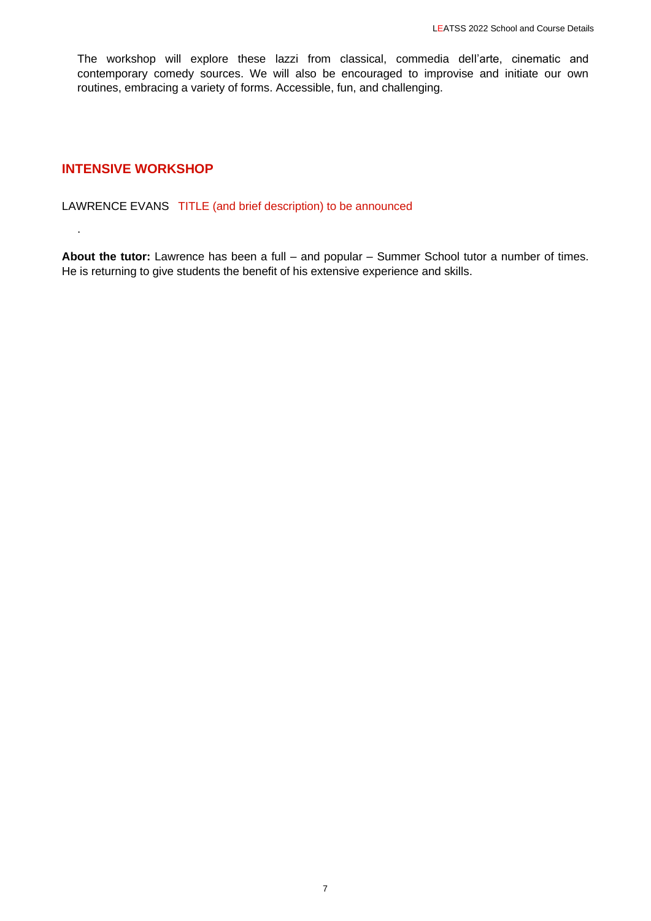The workshop will explore these lazzi from classical, commedia dell'arte, cinematic and contemporary comedy sources. We will also be encouraged to improvise and initiate our own routines, embracing a variety of forms. Accessible, fun, and challenging.

## INTENSIVE WORKSHOP

LAWRENCE EVANS TITLE (and brief description) to be announced

.

**About the tutor:** Lawrence has been a full – and popular – Summer School tutor a number of times. He is returning to give students the benefit of his extensive experience and skills.